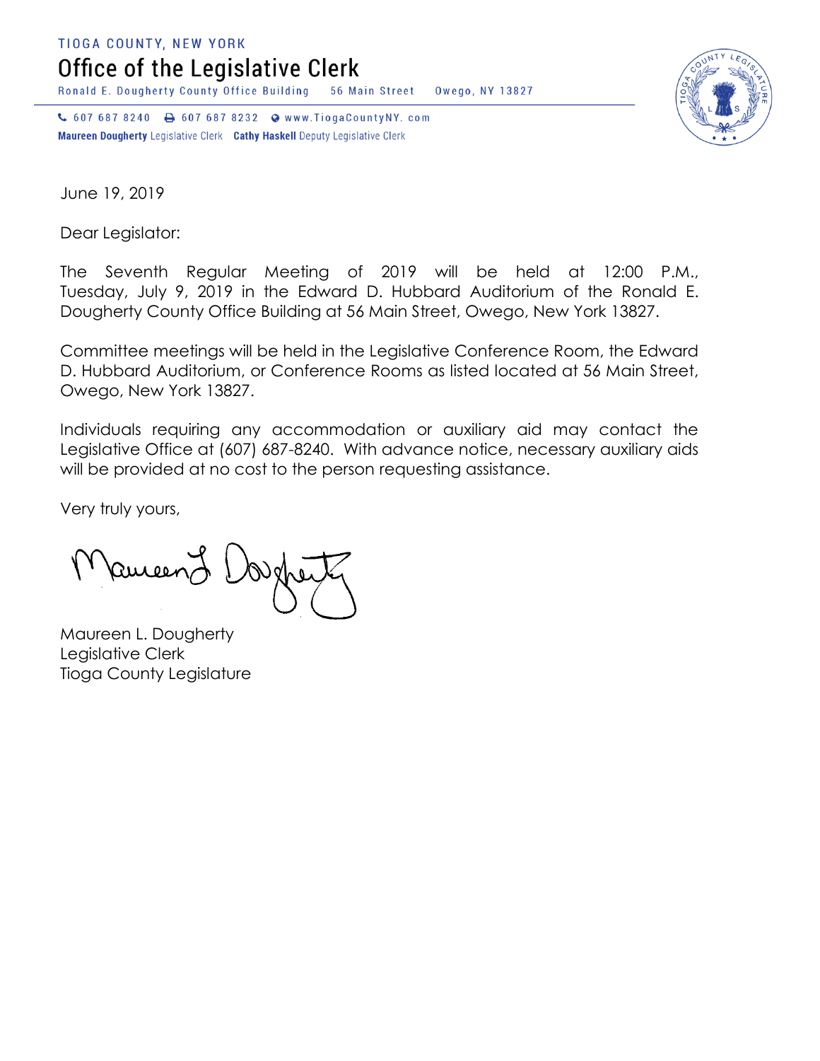TIOGA COUNTY, NEW YORK

# Office of the Legislative Clerk

Ronald E. Dougherty County Office Building 56 Main Street Owego, NY 13827

607 687 8240 607 687 8232 www.TiogaCountyNY.com

**Maureen Dougherty** Legislative Clerk **Cathy Haskell** Deputy Legislative Clerk

June 19, 2019

Dear Legislator:

The Seventh Regular Meeting of 2019 will be held at 12:00 P.M., Tuesday, July 9, 2019 in the Edward D. Hubbard Auditorium of the Ronald E. Dougherty County Office Building at 56 Main Street, Owego, New York 13827.

Committee meetings will be held in the Legislative Conference Room, the Edward D. Hubbard Auditorium, or Conference Rooms as listed located at 56 Main Street, Owego, New York 13827.

Individuals requiring any accommodation or auxiliary aid may contact the Legislative Office at (607) 687-8240. With advance notice, necessary auxiliary aids will be provided at no cost to the person requesting assistance.

Very truly yours,

Maureen L. Dougherty
Legislative Clerk
Tioga County Legislature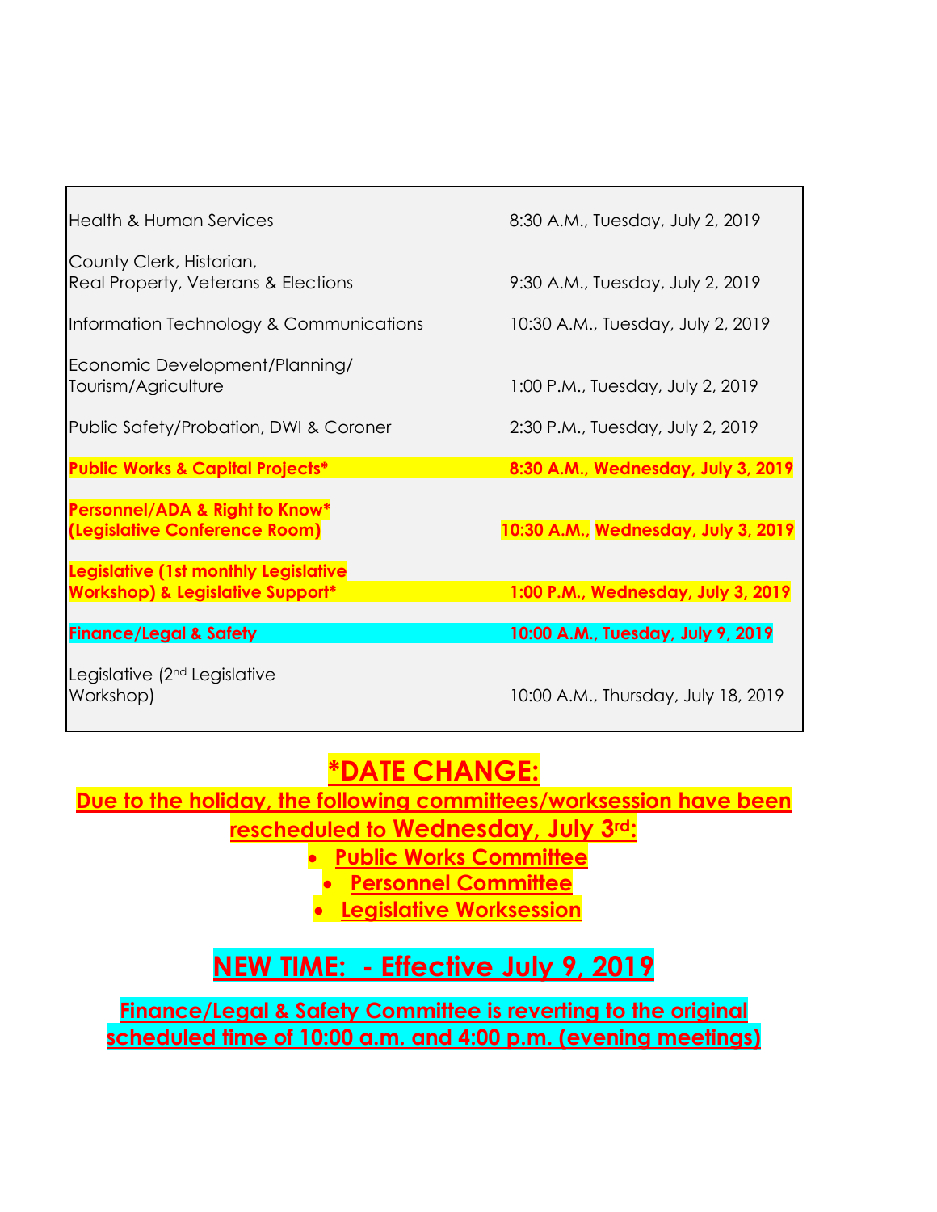| | |
|---|---|
| Health & Human Services | 8:30 A.M., Tuesday, July 2, 2019 |
| County Clerk, Historian, Real Property, Veterans & Elections | 9:30 A.M., Tuesday, July 2, 2019 |
| Information Technology & Communications | 10:30 A.M., Tuesday, July 2, 2019 |
| Economic Development/Planning/ Tourism/Agriculture | 1:00 P.M., Tuesday, July 2, 2019 |
| Public Safety/Probation, DWI & Coroner | 2:30 P.M., Tuesday, July 2, 2019 |
| **Public Works & Capital Projects*** | **8:30 A.M., Wednesday, July 3, 2019** |
| **Personnel/ADA & Right to Know* (Legislative Conference Room)** | **10:30 A.M., Wednesday, July 3, 2019** |
| **Legislative (1st monthly Legislative Workshop) & Legislative Support*** | **1:00 P.M., Wednesday, July 3, 2019** |
| **Finance/Legal & Safety** | **10:00 A.M., Tuesday, July 9, 2019** |
| Legislative (2nd Legislative Workshop) | 10:00 A.M., Thursday, July 18, 2019 |

## *DATE CHANGE:

**Due to the holiday, the following committees/worksession have been rescheduled to Wednesday, July 3rd:**

- **Public Works Committee**
- **Personnel Committee**
- **Legislative Worksession**

## NEW TIME: - Effective July 9, 2019

**Finance/Legal & Safety Committee is reverting to the original scheduled time of 10:00 a.m. and 4:00 p.m. (evening meetings)**